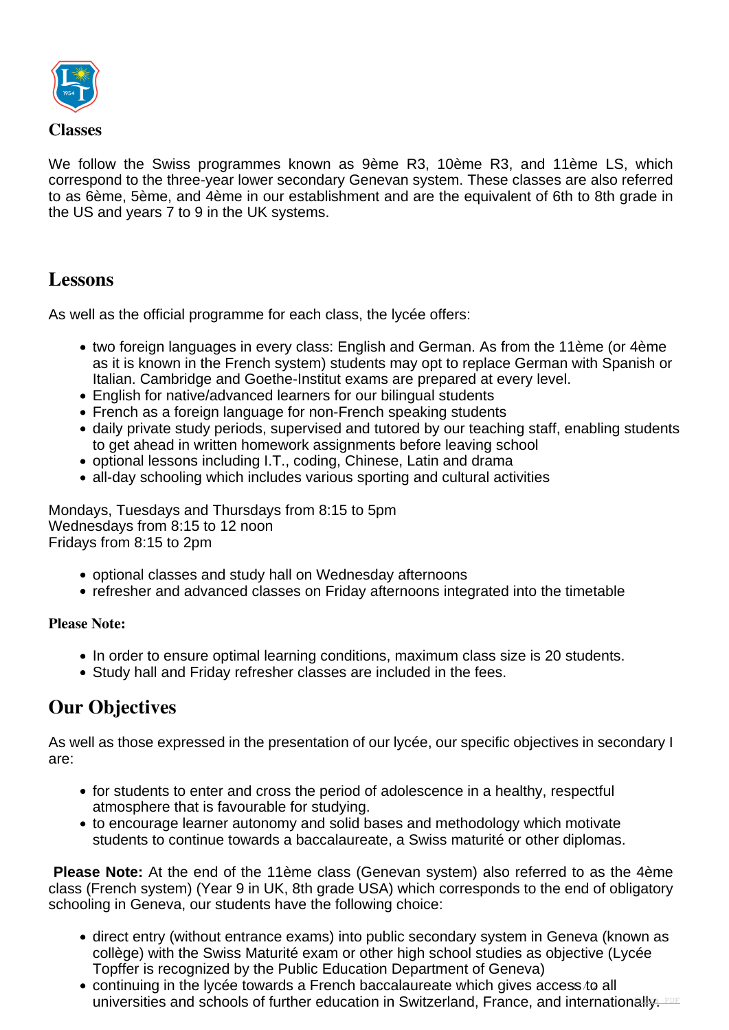## Classes

We follow the Swiss programmes known as 9ème R3, 10ème R3, and 11ème LS, which correspond to the three-year lower secondary Genevan system. These classes are also referred to as 6ème, 5ème, and 4ème in our establishment and are the equivalent of 6th to 8th grade in the US and years 7 to 9 in the UK systems.

## Lessons

As well as the official programme for each class, the lycée offers:

- two foreign languages in every class: English and German. As from the 11ème (or 4ème as it is known in the French system) students may opt to replace German with Spanish or Italian. Cambridge and Goethe-Institut exams are prepared at every level.
- English for native/advanced learners for our bilingual students
- French as a foreign language for non-French speaking students
- daily private study periods, supervised and tutored by our teaching staff, enabling students to get ahead in written homework assignments before leaving school
- optional lessons including I.T., coding, Chinese, Latin and drama
- all-day schooling which includes various sporting and cultural activities

Mondays, Tuesdays and Thursdays from 8:15 to 5pm
Wednesdays from 8:15 to 12 noon
Fridays from 8:15 to 2pm

- optional classes and study hall on Wednesday afternoons
- refresher and advanced classes on Friday afternoons integrated into the timetable

**Please Note:**

- In order to ensure optimal learning conditions, maximum class size is 20 students.
- Study hall and Friday refresher classes are included in the fees.

## Our Objectives

As well as those expressed in the presentation of our lycée, our specific objectives in secondary I are:

- for students to enter and cross the period of adolescence in a healthy, respectful atmosphere that is favourable for studying.
- to encourage learner autonomy and solid bases and methodology which motivate students to continue towards a baccalaureate, a Swiss maturité or other diplomas.

**Please Note:** At the end of the 11ème class (Genevan system) also referred to as the 4ème class (French system) (Year 9 in UK, 8th grade USA) which corresponds to the end of obligatory schooling in Geneva, our students have the following choice:

- direct entry (without entrance exams) into public secondary system in Geneva (known as collège) with the Swiss Maturité exam or other high school studies as objective (Lycée Topffer is recognized by the Public Education Department of Geneva)
- continuing in the lycée towards a French baccalaureate which gives access to all universities and schools of further education in Switzerland, France, and internationally.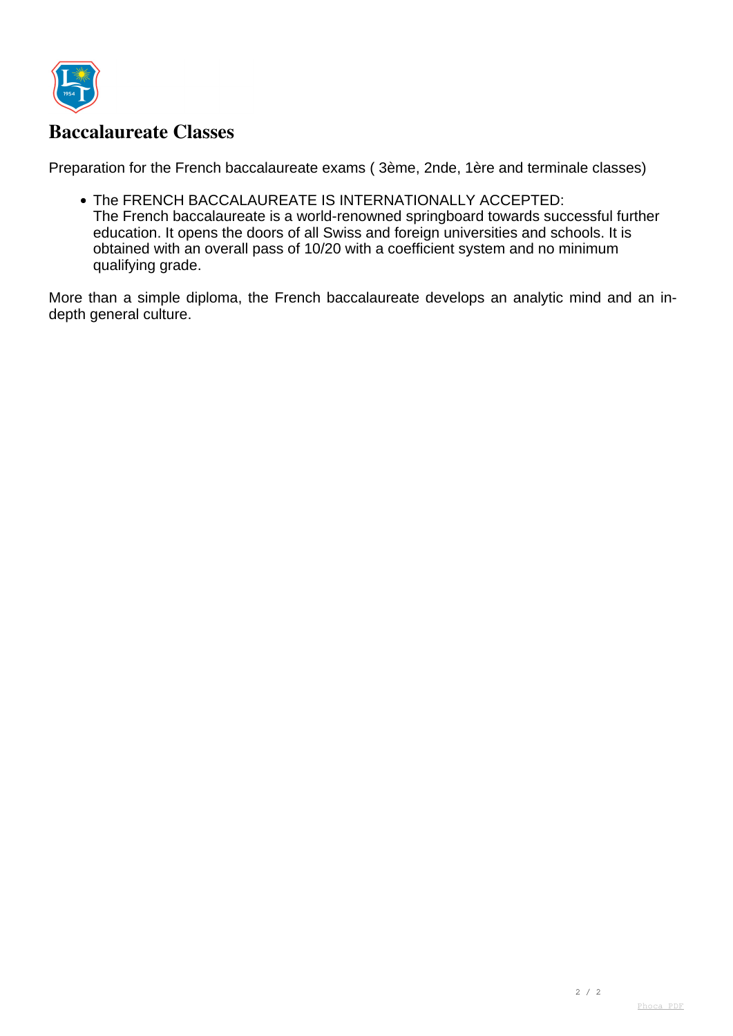## Baccalaureate Classes

Preparation for the French baccalaureate exams ( 3ème, 2nde, 1ère and terminale classes)

- The FRENCH BACCALAUREATE IS INTERNATIONALLY ACCEPTED:
  The French baccalaureate is a world-renowned springboard towards successful further education. It opens the doors of all Swiss and foreign universities and schools. It is obtained with an overall pass of 10/20 with a coefficient system and no minimum qualifying grade.

More than a simple diploma, the French baccalaureate develops an analytic mind and an in-depth general culture.